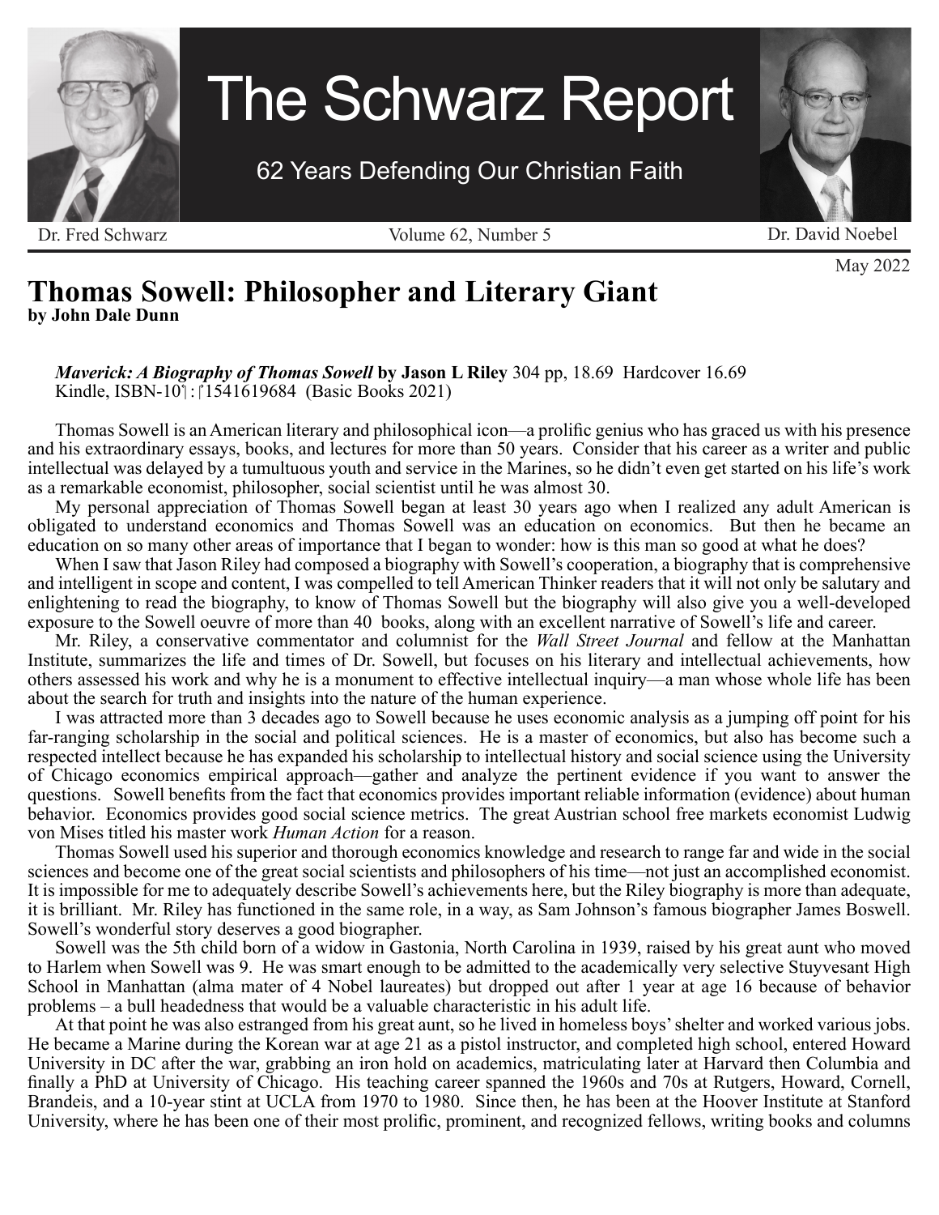# The Schwarz Report

62 Years Defending Our Christian Faith

Dr. Fred Schwarz — Volume 62, Number 5 — Dr. David Noebel

May 2022

## Thomas Sowell: Philosopher and Literary Giant

**by John Dale Dunn**

***Maverick: A Biography of Thomas Sowell* by Jason L Riley** 304 pp, 18.69 Hardcover 16.69 Kindle, ISBN-10 : 1541619684 (Basic Books 2021)

Thomas Sowell is an American literary and philosophical icon—a prolific genius who has graced us with his presence and his extraordinary essays, books, and lectures for more than 50 years. Consider that his career as a writer and public intellectual was delayed by a tumultuous youth and service in the Marines, so he didn't even get started on his life's work as a remarkable economist, philosopher, social scientist until he was almost 30.

My personal appreciation of Thomas Sowell began at least 30 years ago when I realized any adult American is obligated to understand economics and Thomas Sowell was an education on economics. But then he became an education on so many other areas of importance that I began to wonder: how is this man so good at what he does?

When I saw that Jason Riley had composed a biography with Sowell's cooperation, a biography that is comprehensive and intelligent in scope and content, I was compelled to tell American Thinker readers that it will not only be salutary and enlightening to read the biography, to know of Thomas Sowell but the biography will also give you a well-developed exposure to the Sowell oeuvre of more than 40 books, along with an excellent narrative of Sowell's life and career.

Mr. Riley, a conservative commentator and columnist for the *Wall Street Journal* and fellow at the Manhattan Institute, summarizes the life and times of Dr. Sowell, but focuses on his literary and intellectual achievements, how others assessed his work and why he is a monument to effective intellectual inquiry—a man whose whole life has been about the search for truth and insights into the nature of the human experience.

I was attracted more than 3 decades ago to Sowell because he uses economic analysis as a jumping off point for his far-ranging scholarship in the social and political sciences. He is a master of economics, but also has become such a respected intellect because he has expanded his scholarship to intellectual history and social science using the University of Chicago economics empirical approach—gather and analyze the pertinent evidence if you want to answer the questions. Sowell benefits from the fact that economics provides important reliable information (evidence) about human behavior. Economics provides good social science metrics. The great Austrian school free markets economist Ludwig von Mises titled his master work *Human Action* for a reason.

Thomas Sowell used his superior and thorough economics knowledge and research to range far and wide in the social sciences and become one of the great social scientists and philosophers of his time—not just an accomplished economist. It is impossible for me to adequately describe Sowell's achievements here, but the Riley biography is more than adequate, it is brilliant. Mr. Riley has functioned in the same role, in a way, as Sam Johnson's famous biographer James Boswell. Sowell's wonderful story deserves a good biographer.

Sowell was the 5th child born of a widow in Gastonia, North Carolina in 1939, raised by his great aunt who moved to Harlem when Sowell was 9. He was smart enough to be admitted to the academically very selective Stuyvesant High School in Manhattan (alma mater of 4 Nobel laureates) but dropped out after 1 year at age 16 because of behavior problems – a bull headedness that would be a valuable characteristic in his adult life.

At that point he was also estranged from his great aunt, so he lived in homeless boys' shelter and worked various jobs. He became a Marine during the Korean war at age 21 as a pistol instructor, and completed high school, entered Howard University in DC after the war, grabbing an iron hold on academics, matriculating later at Harvard then Columbia and finally a PhD at University of Chicago. His teaching career spanned the 1960s and 70s at Rutgers, Howard, Cornell, Brandeis, and a 10-year stint at UCLA from 1970 to 1980. Since then, he has been at the Hoover Institute at Stanford University, where he has been one of their most prolific, prominent, and recognized fellows, writing books and columns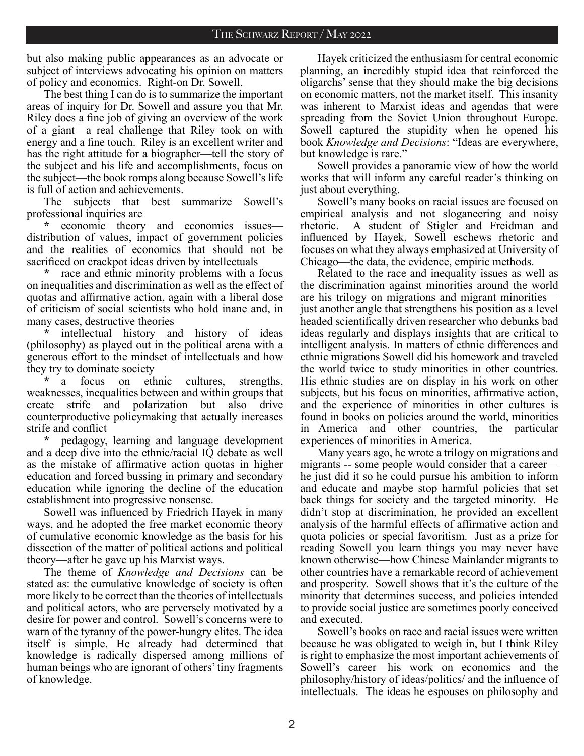but also making public appearances as an advocate or subject of interviews advocating his opinion on matters of policy and economics. Right-on Dr. Sowell.

The best thing I can do is to summarize the important areas of inquiry for Dr. Sowell and assure you that Mr. Riley does a fine job of giving an overview of the work of a giant—a real challenge that Riley took on with energy and a fine touch. Riley is an excellent writer and has the right attitude for a biographer—tell the story of the subject and his life and accomplishments, focus on the subject—the book romps along because Sowell's life is full of action and achievements.

The subjects that best summarize Sowell's professional inquiries are

* economic theory and economics issues—distribution of values, impact of government policies and the realities of economics that should not be sacrificed on crackpot ideas driven by intellectuals

* race and ethnic minority problems with a focus on inequalities and discrimination as well as the effect of quotas and affirmative action, again with a liberal dose of criticism of social scientists who hold inane and, in many cases, destructive theories

* intellectual history and history of ideas (philosophy) as played out in the political arena with a generous effort to the mindset of intellectuals and how they try to dominate society

* a focus on ethnic cultures, strengths, weaknesses, inequalities between and within groups that create strife and polarization but also drive counterproductive policymaking that actually increases strife and conflict

* pedagogy, learning and language development and a deep dive into the ethnic/racial IQ debate as well as the mistake of affirmative action quotas in higher education and forced bussing in primary and secondary education while ignoring the decline of the education establishment into progressive nonsense.

Sowell was influenced by Friedrich Hayek in many ways, and he adopted the free market economic theory of cumulative economic knowledge as the basis for his dissection of the matter of political actions and political theory—after he gave up his Marxist ways.

The theme of *Knowledge and Decisions* can be stated as: the cumulative knowledge of society is often more likely to be correct than the theories of intellectuals and political actors, who are perversely motivated by a desire for power and control. Sowell's concerns were to warn of the tyranny of the power-hungry elites. The idea itself is simple. He already had determined that knowledge is radically dispersed among millions of human beings who are ignorant of others' tiny fragments of knowledge.

Hayek criticized the enthusiasm for central economic planning, an incredibly stupid idea that reinforced the oligarchs' sense that they should make the big decisions on economic matters, not the market itself. This insanity was inherent to Marxist ideas and agendas that were spreading from the Soviet Union throughout Europe. Sowell captured the stupidity when he opened his book *Knowledge and Decisions*: "Ideas are everywhere, but knowledge is rare."

Sowell provides a panoramic view of how the world works that will inform any careful reader's thinking on just about everything.

Sowell's many books on racial issues are focused on empirical analysis and not sloganeering and noisy rhetoric. A student of Stigler and Freidman and influenced by Hayek, Sowell eschews rhetoric and focuses on what they always emphasized at University of Chicago—the data, the evidence, empiric methods.

Related to the race and inequality issues as well as the discrimination against minorities around the world are his trilogy on migrations and migrant minorities—just another angle that strengthens his position as a level headed scientifically driven researcher who debunks bad ideas regularly and displays insights that are critical to intelligent analysis. In matters of ethnic differences and ethnic migrations Sowell did his homework and traveled the world twice to study minorities in other countries. His ethnic studies are on display in his work on other subjects, but his focus on minorities, affirmative action, and the experience of minorities in other cultures is found in books on policies around the world, minorities in America and other countries, the particular experiences of minorities in America.

Many years ago, he wrote a trilogy on migrations and migrants -- some people would consider that a career—he just did it so he could pursue his ambition to inform and educate and maybe stop harmful policies that set back things for society and the targeted minority. He didn't stop at discrimination, he provided an excellent analysis of the harmful effects of affirmative action and quota policies or special favoritism. Just as a prize for reading Sowell you learn things you may never have known otherwise—how Chinese Mainlander migrants to other countries have a remarkable record of achievement and prosperity. Sowell shows that it's the culture of the minority that determines success, and policies intended to provide social justice are sometimes poorly conceived and executed.

Sowell's books on race and racial issues were written because he was obligated to weigh in, but I think Riley is right to emphasize the most important achievements of Sowell's career—his work on economics and the philosophy/history of ideas/politics/ and the influence of intellectuals. The ideas he espouses on philosophy and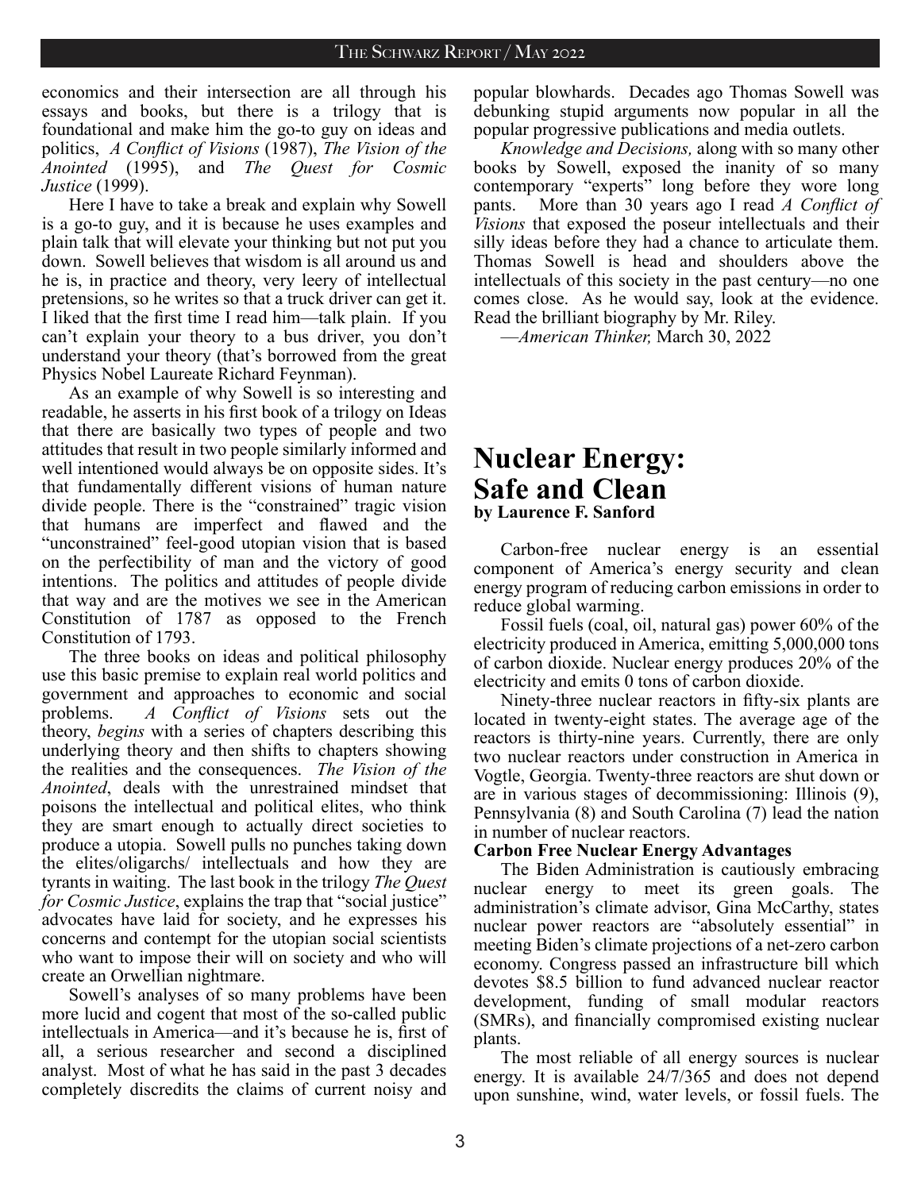economics and their intersection are all through his essays and books, but there is a trilogy that is foundational and make him the go-to guy on ideas and politics, *A Conflict of Visions* (1987), *The Vision of the Anointed* (1995), and *The Quest for Cosmic Justice* (1999).

Here I have to take a break and explain why Sowell is a go-to guy, and it is because he uses examples and plain talk that will elevate your thinking but not put you down. Sowell believes that wisdom is all around us and he is, in practice and theory, very leery of intellectual pretensions, so he writes so that a truck driver can get it. I liked that the first time I read him—talk plain. If you can't explain your theory to a bus driver, you don't understand your theory (that's borrowed from the great Physics Nobel Laureate Richard Feynman).

As an example of why Sowell is so interesting and readable, he asserts in his first book of a trilogy on Ideas that there are basically two types of people and two attitudes that result in two people similarly informed and well intentioned would always be on opposite sides. It's that fundamentally different visions of human nature divide people. There is the "constrained" tragic vision that humans are imperfect and flawed and the "unconstrained" feel-good utopian vision that is based on the perfectibility of man and the victory of good intentions. The politics and attitudes of people divide that way and are the motives we see in the American Constitution of 1787 as opposed to the French Constitution of 1793.

The three books on ideas and political philosophy use this basic premise to explain real world politics and government and approaches to economic and social problems. *A Conflict of Visions* sets out the theory, *begins* with a series of chapters describing this underlying theory and then shifts to chapters showing the realities and the consequences. *The Vision of the Anointed*, deals with the unrestrained mindset that poisons the intellectual and political elites, who think they are smart enough to actually direct societies to produce a utopia. Sowell pulls no punches taking down the elites/oligarchs/ intellectuals and how they are tyrants in waiting. The last book in the trilogy *The Quest for Cosmic Justice*, explains the trap that "social justice" advocates have laid for society, and he expresses his concerns and contempt for the utopian social scientists who want to impose their will on society and who will create an Orwellian nightmare.

Sowell's analyses of so many problems have been more lucid and cogent that most of the so-called public intellectuals in America—and it's because he is, first of all, a serious researcher and second a disciplined analyst. Most of what he has said in the past 3 decades completely discredits the claims of current noisy and popular blowhards. Decades ago Thomas Sowell was debunking stupid arguments now popular in all the popular progressive publications and media outlets.

*Knowledge and Decisions,* along with so many other books by Sowell, exposed the inanity of so many contemporary "experts" long before they wore long pants. More than 30 years ago I read *A Conflict of Visions* that exposed the poseur intellectuals and their silly ideas before they had a chance to articulate them. Thomas Sowell is head and shoulders above the intellectuals of this society in the past century—no one comes close. As he would say, look at the evidence. Read the brilliant biography by Mr. Riley.

—*American Thinker,* March 30, 2022

# Nuclear Energy: Safe and Clean

**by Laurence F. Sanford**

Carbon-free nuclear energy is an essential component of America's energy security and clean energy program of reducing carbon emissions in order to reduce global warming.

Fossil fuels (coal, oil, natural gas) power 60% of the electricity produced in America, emitting 5,000,000 tons of carbon dioxide. Nuclear energy produces 20% of the electricity and emits 0 tons of carbon dioxide.

Ninety-three nuclear reactors in fifty-six plants are located in twenty-eight states. The average age of the reactors is thirty-nine years. Currently, there are only two nuclear reactors under construction in America in Vogtle, Georgia. Twenty-three reactors are shut down or are in various stages of decommissioning: Illinois (9), Pennsylvania (8) and South Carolina (7) lead the nation in number of nuclear reactors.

**Carbon Free Nuclear Energy Advantages**

The Biden Administration is cautiously embracing nuclear energy to meet its green goals. The administration's climate advisor, Gina McCarthy, states nuclear power reactors are "absolutely essential" in meeting Biden's climate projections of a net-zero carbon economy. Congress passed an infrastructure bill which devotes \$8.5 billion to fund advanced nuclear reactor development, funding of small modular reactors (SMRs), and financially compromised existing nuclear plants.

The most reliable of all energy sources is nuclear energy. It is available 24/7/365 and does not depend upon sunshine, wind, water levels, or fossil fuels. The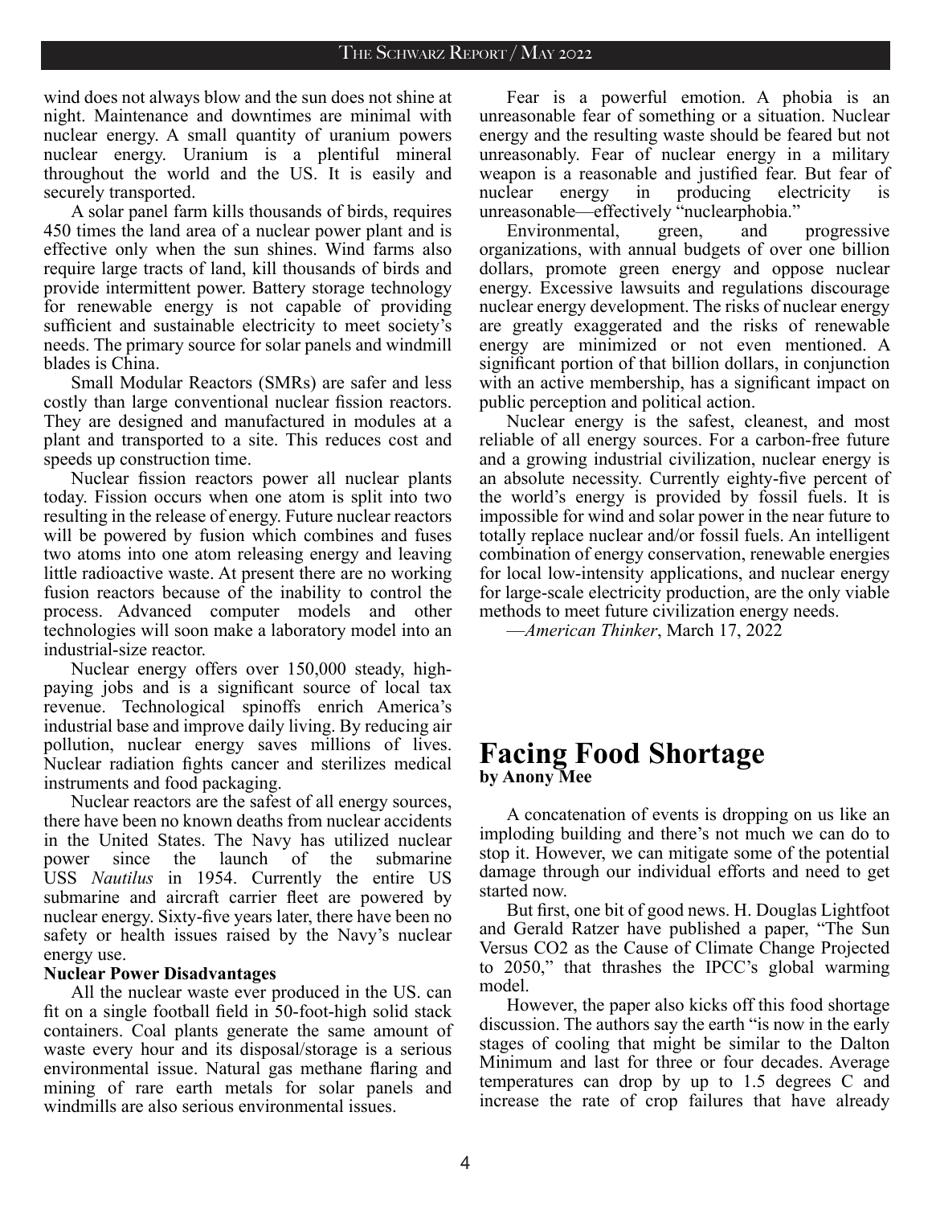wind does not always blow and the sun does not shine at night. Maintenance and downtimes are minimal with nuclear energy. A small quantity of uranium powers nuclear energy. Uranium is a plentiful mineral throughout the world and the US. It is easily and securely transported.

A solar panel farm kills thousands of birds, requires 450 times the land area of a nuclear power plant and is effective only when the sun shines. Wind farms also require large tracts of land, kill thousands of birds and provide intermittent power. Battery storage technology for renewable energy is not capable of providing sufficient and sustainable electricity to meet society's needs. The primary source for solar panels and windmill blades is China.

Small Modular Reactors (SMRs) are safer and less costly than large conventional nuclear fission reactors. They are designed and manufactured in modules at a plant and transported to a site. This reduces cost and speeds up construction time.

Nuclear fission reactors power all nuclear plants today. Fission occurs when one atom is split into two resulting in the release of energy. Future nuclear reactors will be powered by fusion which combines and fuses two atoms into one atom releasing energy and leaving little radioactive waste. At present there are no working fusion reactors because of the inability to control the process. Advanced computer models and other technologies will soon make a laboratory model into an industrial-size reactor.

Nuclear energy offers over 150,000 steady, high-paying jobs and is a significant source of local tax revenue. Technological spinoffs enrich America's industrial base and improve daily living. By reducing air pollution, nuclear energy saves millions of lives. Nuclear radiation fights cancer and sterilizes medical instruments and food packaging.

Nuclear reactors are the safest of all energy sources, there have been no known deaths from nuclear accidents in the United States. The Navy has utilized nuclear power since the launch of the submarine USS *Nautilus* in 1954. Currently the entire US submarine and aircraft carrier fleet are powered by nuclear energy. Sixty-five years later, there have been no safety or health issues raised by the Navy's nuclear energy use.

**Nuclear Power Disadvantages**

All the nuclear waste ever produced in the US. can fit on a single football field in 50-foot-high solid stack containers. Coal plants generate the same amount of waste every hour and its disposal/storage is a serious environmental issue. Natural gas methane flaring and mining of rare earth metals for solar panels and windmills are also serious environmental issues.

Fear is a powerful emotion. A phobia is an unreasonable fear of something or a situation. Nuclear energy and the resulting waste should be feared but not unreasonably. Fear of nuclear energy in a military weapon is a reasonable and justified fear. But fear of nuclear energy in producing electricity is unreasonable—effectively "nuclearphobia."

Environmental, green, and progressive organizations, with annual budgets of over one billion dollars, promote green energy and oppose nuclear energy. Excessive lawsuits and regulations discourage nuclear energy development. The risks of nuclear energy are greatly exaggerated and the risks of renewable energy are minimized or not even mentioned. A significant portion of that billion dollars, in conjunction with an active membership, has a significant impact on public perception and political action.

Nuclear energy is the safest, cleanest, and most reliable of all energy sources. For a carbon-free future and a growing industrial civilization, nuclear energy is an absolute necessity. Currently eighty-five percent of the world's energy is provided by fossil fuels. It is impossible for wind and solar power in the near future to totally replace nuclear and/or fossil fuels. An intelligent combination of energy conservation, renewable energies for local low-intensity applications, and nuclear energy for large-scale electricity production, are the only viable methods to meet future civilization energy needs.

—*American Thinker*, March 17, 2022

# Facing Food Shortage

**by Anony Mee**

A concatenation of events is dropping on us like an imploding building and there's not much we can do to stop it. However, we can mitigate some of the potential damage through our individual efforts and need to get started now.

But first, one bit of good news. H. Douglas Lightfoot and Gerald Ratzer have published a paper, "The Sun Versus CO2 as the Cause of Climate Change Projected to 2050," that thrashes the IPCC's global warming model.

However, the paper also kicks off this food shortage discussion. The authors say the earth "is now in the early stages of cooling that might be similar to the Dalton Minimum and last for three or four decades. Average temperatures can drop by up to 1.5 degrees C and increase the rate of crop failures that have already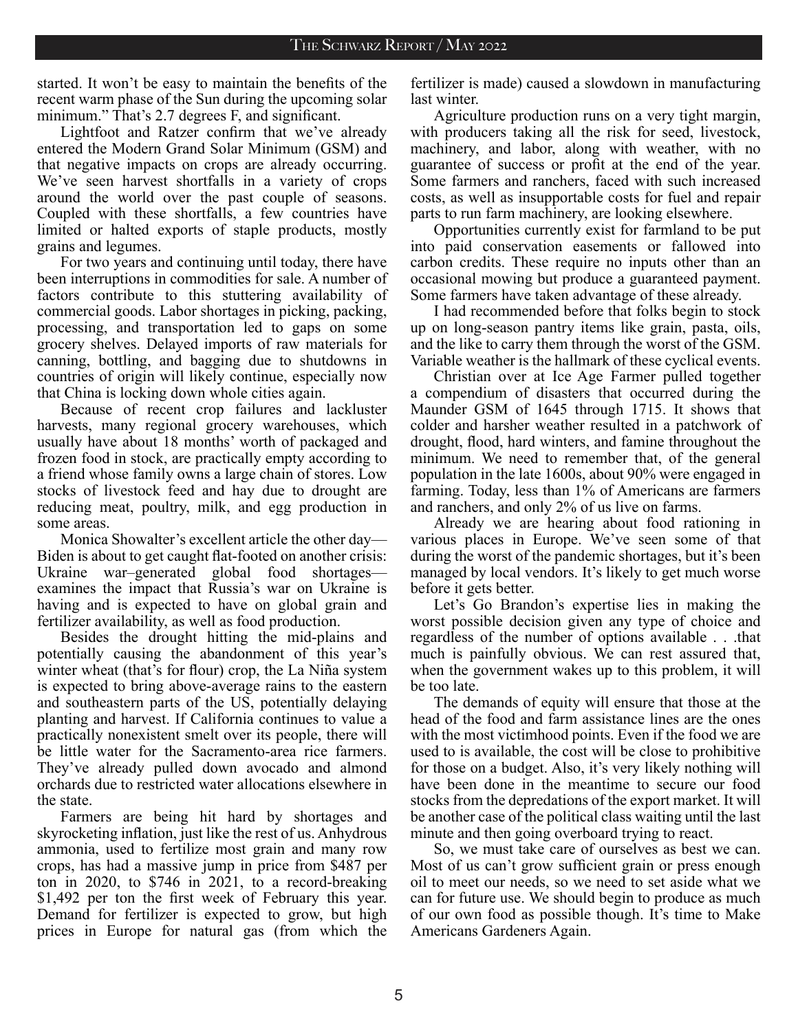started. It won't be easy to maintain the benefits of the recent warm phase of the Sun during the upcoming solar minimum." That's 2.7 degrees F, and significant.

Lightfoot and Ratzer confirm that we've already entered the Modern Grand Solar Minimum (GSM) and that negative impacts on crops are already occurring. We've seen harvest shortfalls in a variety of crops around the world over the past couple of seasons. Coupled with these shortfalls, a few countries have limited or halted exports of staple products, mostly grains and legumes.

For two years and continuing until today, there have been interruptions in commodities for sale. A number of factors contribute to this stuttering availability of commercial goods. Labor shortages in picking, packing, processing, and transportation led to gaps on some grocery shelves. Delayed imports of raw materials for canning, bottling, and bagging due to shutdowns in countries of origin will likely continue, especially now that China is locking down whole cities again.

Because of recent crop failures and lackluster harvests, many regional grocery warehouses, which usually have about 18 months' worth of packaged and frozen food in stock, are practically empty according to a friend whose family owns a large chain of stores. Low stocks of livestock feed and hay due to drought are reducing meat, poultry, milk, and egg production in some areas.

Monica Showalter's excellent article the other day—Biden is about to get caught flat-footed on another crisis: Ukraine war–generated global food shortages—examines the impact that Russia's war on Ukraine is having and is expected to have on global grain and fertilizer availability, as well as food production.

Besides the drought hitting the mid-plains and potentially causing the abandonment of this year's winter wheat (that's for flour) crop, the La Niña system is expected to bring above-average rains to the eastern and southeastern parts of the US, potentially delaying planting and harvest. If California continues to value a practically nonexistent smelt over its people, there will be little water for the Sacramento-area rice farmers. They've already pulled down avocado and almond orchards due to restricted water allocations elsewhere in the state.

Farmers are being hit hard by shortages and skyrocketing inflation, just like the rest of us. Anhydrous ammonia, used to fertilize most grain and many row crops, has had a massive jump in price from $487 per ton in 2020, to $746 in 2021, to a record-breaking $1,492 per ton the first week of February this year. Demand for fertilizer is expected to grow, but high prices in Europe for natural gas (from which the fertilizer is made) caused a slowdown in manufacturing last winter.

Agriculture production runs on a very tight margin, with producers taking all the risk for seed, livestock, machinery, and labor, along with weather, with no guarantee of success or profit at the end of the year. Some farmers and ranchers, faced with such increased costs, as well as insupportable costs for fuel and repair parts to run farm machinery, are looking elsewhere.

Opportunities currently exist for farmland to be put into paid conservation easements or fallowed into carbon credits. These require no inputs other than an occasional mowing but produce a guaranteed payment. Some farmers have taken advantage of these already.

I had recommended before that folks begin to stock up on long-season pantry items like grain, pasta, oils, and the like to carry them through the worst of the GSM. Variable weather is the hallmark of these cyclical events.

Christian over at Ice Age Farmer pulled together a compendium of disasters that occurred during the Maunder GSM of 1645 through 1715. It shows that colder and harsher weather resulted in a patchwork of drought, flood, hard winters, and famine throughout the minimum. We need to remember that, of the general population in the late 1600s, about 90% were engaged in farming. Today, less than 1% of Americans are farmers and ranchers, and only 2% of us live on farms.

Already we are hearing about food rationing in various places in Europe. We've seen some of that during the worst of the pandemic shortages, but it's been managed by local vendors. It's likely to get much worse before it gets better.

Let's Go Brandon's expertise lies in making the worst possible decision given any type of choice and regardless of the number of options available . . .that much is painfully obvious. We can rest assured that, when the government wakes up to this problem, it will be too late.

The demands of equity will ensure that those at the head of the food and farm assistance lines are the ones with the most victimhood points. Even if the food we are used to is available, the cost will be close to prohibitive for those on a budget. Also, it's very likely nothing will have been done in the meantime to secure our food stocks from the depredations of the export market. It will be another case of the political class waiting until the last minute and then going overboard trying to react.

So, we must take care of ourselves as best we can. Most of us can't grow sufficient grain or press enough oil to meet our needs, so we need to set aside what we can for future use. We should begin to produce as much of our own food as possible though. It's time to Make Americans Gardeners Again.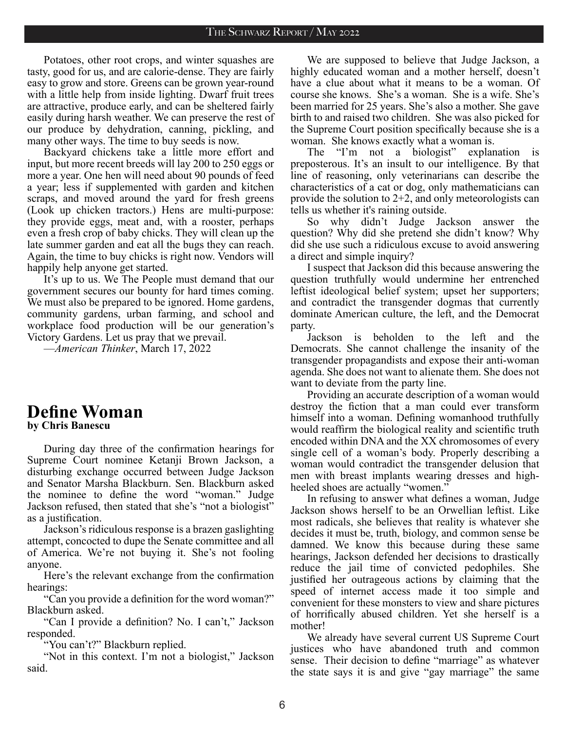Potatoes, other root crops, and winter squashes are tasty, good for us, and are calorie-dense. They are fairly easy to grow and store. Greens can be grown year-round with a little help from inside lighting. Dwarf fruit trees are attractive, produce early, and can be sheltered fairly easily during harsh weather. We can preserve the rest of our produce by dehydration, canning, pickling, and many other ways. The time to buy seeds is now.

Backyard chickens take a little more effort and input, but more recent breeds will lay 200 to 250 eggs or more a year. One hen will need about 90 pounds of feed a year; less if supplemented with garden and kitchen scraps, and moved around the yard for fresh greens (Look up chicken tractors.) Hens are multi-purpose: they provide eggs, meat and, with a rooster, perhaps even a fresh crop of baby chicks. They will clean up the late summer garden and eat all the bugs they can reach. Again, the time to buy chicks is right now. Vendors will happily help anyone get started.

It's up to us. We The People must demand that our government secures our bounty for hard times coming. We must also be prepared to be ignored. Home gardens, community gardens, urban farming, and school and workplace food production will be our generation's Victory Gardens. Let us pray that we prevail.

—*American Thinker*, March 17, 2022

# Define Woman

**by Chris Banescu**

During day three of the confirmation hearings for Supreme Court nominee Ketanji Brown Jackson, a disturbing exchange occurred between Judge Jackson and Senator Marsha Blackburn. Sen. Blackburn asked the nominee to define the word "woman." Judge Jackson refused, then stated that she's "not a biologist" as a justification.

Jackson's ridiculous response is a brazen gaslighting attempt, concocted to dupe the Senate committee and all of America. We're not buying it. She's not fooling anyone.

Here's the relevant exchange from the confirmation hearings:

"Can you provide a definition for the word woman?" Blackburn asked.

"Can I provide a definition? No. I can't," Jackson responded.

"You can't?" Blackburn replied.

"Not in this context. I'm not a biologist," Jackson said.

We are supposed to believe that Judge Jackson, a highly educated woman and a mother herself, doesn't have a clue about what it means to be a woman. Of course she knows. She's a woman. She is a wife. She's been married for 25 years. She's also a mother. She gave birth to and raised two children. She was also picked for the Supreme Court position specifically because she is a woman. She knows exactly what a woman is.

The "I'm not a biologist" explanation is preposterous. It's an insult to our intelligence. By that line of reasoning, only veterinarians can describe the characteristics of a cat or dog, only mathematicians can provide the solution to 2+2, and only meteorologists can tells us whether it's raining outside.

So why didn't Judge Jackson answer the question? Why did she pretend she didn't know? Why did she use such a ridiculous excuse to avoid answering a direct and simple inquiry?

I suspect that Jackson did this because answering the question truthfully would undermine her entrenched leftist ideological belief system; upset her supporters; and contradict the transgender dogmas that currently dominate American culture, the left, and the Democrat party.

Jackson is beholden to the left and the Democrats. She cannot challenge the insanity of the transgender propagandists and expose their anti-woman agenda. She does not want to alienate them. She does not want to deviate from the party line.

Providing an accurate description of a woman would destroy the fiction that a man could ever transform himself into a woman. Defining womanhood truthfully would reaffirm the biological reality and scientific truth encoded within DNA and the XX chromosomes of every single cell of a woman's body. Properly describing a woman would contradict the transgender delusion that men with breast implants wearing dresses and high-heeled shoes are actually "women."

In refusing to answer what defines a woman, Judge Jackson shows herself to be an Orwellian leftist. Like most radicals, she believes that reality is whatever she decides it must be, truth, biology, and common sense be damned. We know this because during these same hearings, Jackson defended her decisions to drastically reduce the jail time of convicted pedophiles. She justified her outrageous actions by claiming that the speed of internet access made it too simple and convenient for these monsters to view and share pictures of horrifically abused children. Yet she herself is a mother!

We already have several current US Supreme Court justices who have abandoned truth and common sense. Their decision to define "marriage" as whatever the state says it is and give "gay marriage" the same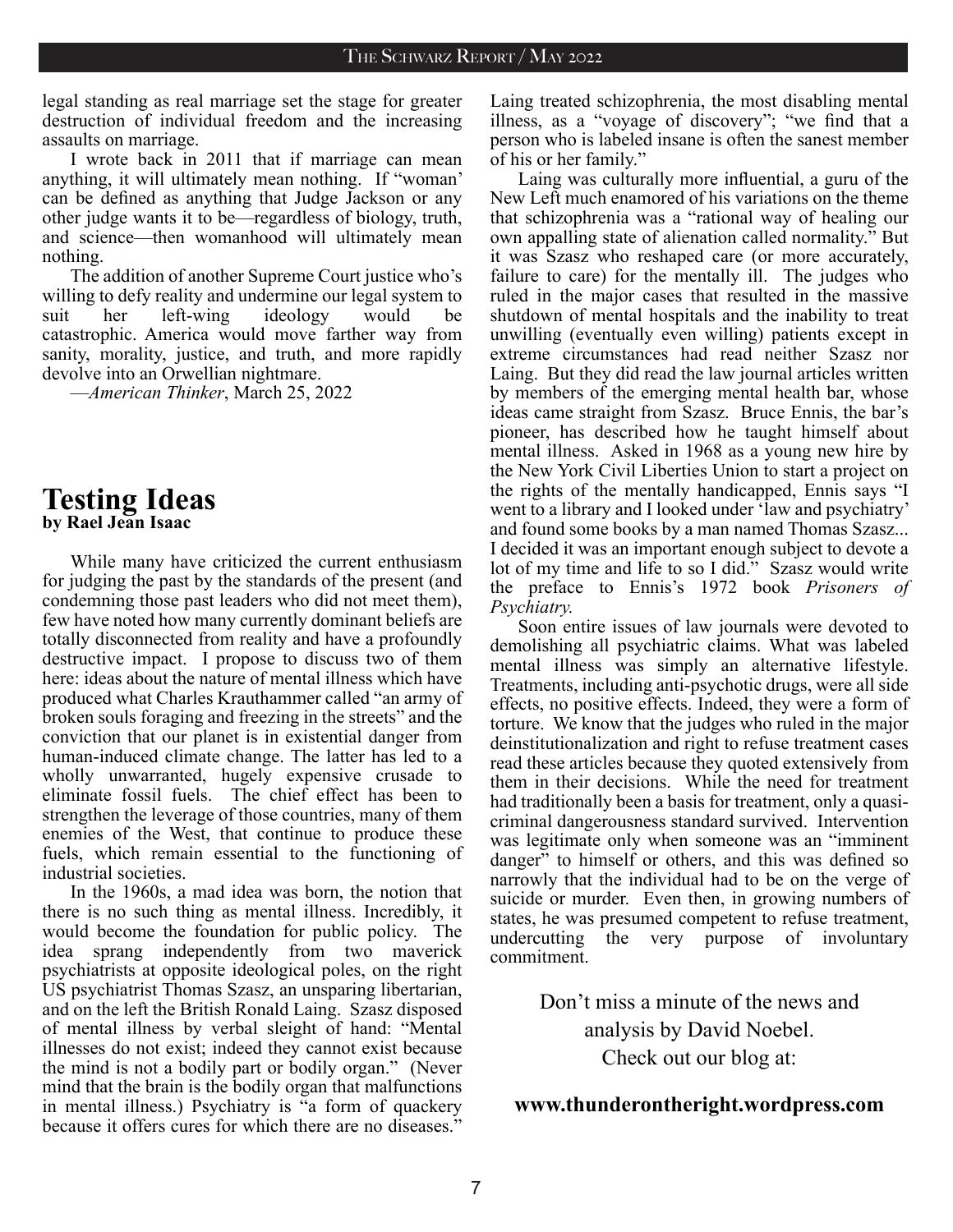legal standing as real marriage set the stage for greater destruction of individual freedom and the increasing assaults on marriage.

I wrote back in 2011 that if marriage can mean anything, it will ultimately mean nothing. If "woman' can be defined as anything that Judge Jackson or any other judge wants it to be—regardless of biology, truth, and science—then womanhood will ultimately mean nothing.

The addition of another Supreme Court justice who's willing to defy reality and undermine our legal system to suit her left-wing ideology would be catastrophic. America would move farther way from sanity, morality, justice, and truth, and more rapidly devolve into an Orwellian nightmare.

—*American Thinker*, March 25, 2022

# Testing Ideas

**by Rael Jean Isaac**

While many have criticized the current enthusiasm for judging the past by the standards of the present (and condemning those past leaders who did not meet them), few have noted how many currently dominant beliefs are totally disconnected from reality and have a profoundly destructive impact. I propose to discuss two of them here: ideas about the nature of mental illness which have produced what Charles Krauthammer called "an army of broken souls foraging and freezing in the streets" and the conviction that our planet is in existential danger from human-induced climate change. The latter has led to a wholly unwarranted, hugely expensive crusade to eliminate fossil fuels. The chief effect has been to strengthen the leverage of those countries, many of them enemies of the West, that continue to produce these fuels, which remain essential to the functioning of industrial societies.

In the 1960s, a mad idea was born, the notion that there is no such thing as mental illness. Incredibly, it would become the foundation for public policy. The idea sprang independently from two maverick psychiatrists at opposite ideological poles, on the right US psychiatrist Thomas Szasz, an unsparing libertarian, and on the left the British Ronald Laing. Szasz disposed of mental illness by verbal sleight of hand: "Mental illnesses do not exist; indeed they cannot exist because the mind is not a bodily part or bodily organ." (Never mind that the brain is the bodily organ that malfunctions in mental illness.) Psychiatry is "a form of quackery because it offers cures for which there are no diseases." Laing treated schizophrenia, the most disabling mental illness, as a "voyage of discovery"; "we find that a person who is labeled insane is often the sanest member of his or her family."

Laing was culturally more influential, a guru of the New Left much enamored of his variations on the theme that schizophrenia was a "rational way of healing our own appalling state of alienation called normality." But it was Szasz who reshaped care (or more accurately, failure to care) for the mentally ill. The judges who ruled in the major cases that resulted in the massive shutdown of mental hospitals and the inability to treat unwilling (eventually even willing) patients except in extreme circumstances had read neither Szasz nor Laing. But they did read the law journal articles written by members of the emerging mental health bar, whose ideas came straight from Szasz. Bruce Ennis, the bar's pioneer, has described how he taught himself about mental illness. Asked in 1968 as a young new hire by the New York Civil Liberties Union to start a project on the rights of the mentally handicapped, Ennis says "I went to a library and I looked under 'law and psychiatry' and found some books by a man named Thomas Szasz... I decided it was an important enough subject to devote a lot of my time and life to so I did." Szasz would write the preface to Ennis's 1972 book *Prisoners of Psychiatry.*

Soon entire issues of law journals were devoted to demolishing all psychiatric claims. What was labeled mental illness was simply an alternative lifestyle. Treatments, including anti-psychotic drugs, were all side effects, no positive effects. Indeed, they were a form of torture. We know that the judges who ruled in the major deinstitutionalization and right to refuse treatment cases read these articles because they quoted extensively from them in their decisions. While the need for treatment had traditionally been a basis for treatment, only a quasi-criminal dangerousness standard survived. Intervention was legitimate only when someone was an "imminent danger" to himself or others, and this was defined so narrowly that the individual had to be on the verge of suicide or murder. Even then, in growing numbers of states, he was presumed competent to refuse treatment, undercutting the very purpose of involuntary commitment.

Don't miss a minute of the news and analysis by David Noebel. Check out our blog at:

**www.thunderontheright.wordpress.com**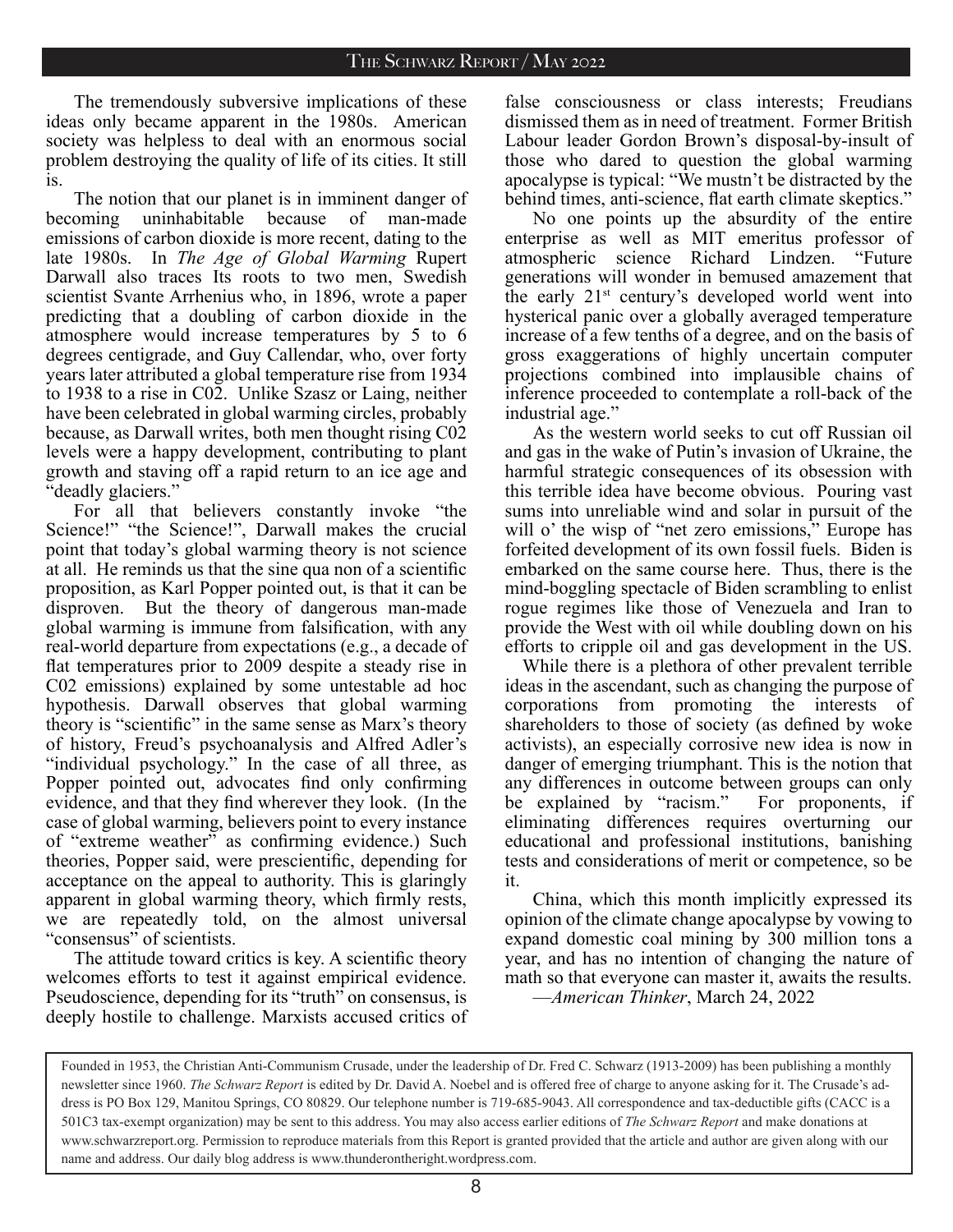The tremendously subversive implications of these ideas only became apparent in the 1980s. American society was helpless to deal with an enormous social problem destroying the quality of life of its cities. It still is.

The notion that our planet is in imminent danger of becoming uninhabitable because of man-made emissions of carbon dioxide is more recent, dating to the late 1980s. In *The Age of Global Warming* Rupert Darwall also traces Its roots to two men, Swedish scientist Svante Arrhenius who, in 1896, wrote a paper predicting that a doubling of carbon dioxide in the atmosphere would increase temperatures by 5 to 6 degrees centigrade, and Guy Callendar, who, over forty years later attributed a global temperature rise from 1934 to 1938 to a rise in C02. Unlike Szasz or Laing, neither have been celebrated in global warming circles, probably because, as Darwall writes, both men thought rising C02 levels were a happy development, contributing to plant growth and staving off a rapid return to an ice age and "deadly glaciers."

For all that believers constantly invoke "the Science!" "the Science!", Darwall makes the crucial point that today's global warming theory is not science at all. He reminds us that the sine qua non of a scientific proposition, as Karl Popper pointed out, is that it can be disproven. But the theory of dangerous man-made global warming is immune from falsification, with any real-world departure from expectations (e.g., a decade of flat temperatures prior to 2009 despite a steady rise in C02 emissions) explained by some untestable ad hoc hypothesis. Darwall observes that global warming theory is "scientific" in the same sense as Marx's theory of history, Freud's psychoanalysis and Alfred Adler's "individual psychology." In the case of all three, as Popper pointed out, advocates find only confirming evidence, and that they find wherever they look. (In the case of global warming, believers point to every instance of "extreme weather" as confirming evidence.) Such theories, Popper said, were prescientific, depending for acceptance on the appeal to authority. This is glaringly apparent in global warming theory, which firmly rests, we are repeatedly told, on the almost universal "consensus" of scientists.

The attitude toward critics is key. A scientific theory welcomes efforts to test it against empirical evidence. Pseudoscience, depending for its "truth" on consensus, is deeply hostile to challenge. Marxists accused critics of false consciousness or class interests; Freudians dismissed them as in need of treatment. Former British Labour leader Gordon Brown's disposal-by-insult of those who dared to question the global warming apocalypse is typical: "We mustn't be distracted by the behind times, anti-science, flat earth climate skeptics."

No one points up the absurdity of the entire enterprise as well as MIT emeritus professor of atmospheric science Richard Lindzen. "Future generations will wonder in bemused amazement that the early 21st century's developed world went into hysterical panic over a globally averaged temperature increase of a few tenths of a degree, and on the basis of gross exaggerations of highly uncertain computer projections combined into implausible chains of inference proceeded to contemplate a roll-back of the industrial age."

As the western world seeks to cut off Russian oil and gas in the wake of Putin's invasion of Ukraine, the harmful strategic consequences of its obsession with this terrible idea have become obvious. Pouring vast sums into unreliable wind and solar in pursuit of the will o' the wisp of "net zero emissions," Europe has forfeited development of its own fossil fuels. Biden is embarked on the same course here. Thus, there is the mind-boggling spectacle of Biden scrambling to enlist rogue regimes like those of Venezuela and Iran to provide the West with oil while doubling down on his efforts to cripple oil and gas development in the US.

While there is a plethora of other prevalent terrible ideas in the ascendant, such as changing the purpose of corporations from promoting the interests of shareholders to those of society (as defined by woke activists), an especially corrosive new idea is now in danger of emerging triumphant. This is the notion that any differences in outcome between groups can only be explained by "racism." For proponents, if eliminating differences requires overturning our educational and professional institutions, banishing tests and considerations of merit or competence, so be it.

China, which this month implicitly expressed its opinion of the climate change apocalypse by vowing to expand domestic coal mining by 300 million tons a year, and has no intention of changing the nature of math so that everyone can master it, awaits the results.

—*American Thinker*, March 24, 2022

---

Founded in 1953, the Christian Anti-Communism Crusade, under the leadership of Dr. Fred C. Schwarz (1913-2009) has been publishing a monthly newsletter since 1960. *The Schwarz Report* is edited by Dr. David A. Noebel and is offered free of charge to anyone asking for it. The Crusade's address is PO Box 129, Manitou Springs, CO 80829. Our telephone number is 719-685-9043. All correspondence and tax-deductible gifts (CACC is a 501C3 tax-exempt organization) may be sent to this address. You may also access earlier editions of *The Schwarz Report* and make donations at www.schwarzreport.org. Permission to reproduce materials from this Report is granted provided that the article and author are given along with our name and address. Our daily blog address is www.thunderontheright.wordpress.com.